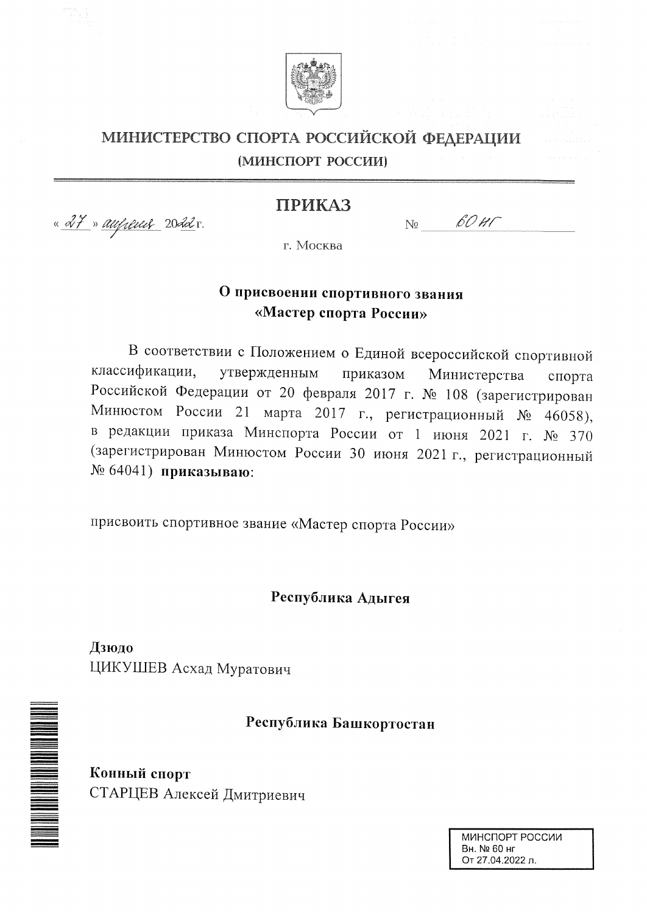# МИНИСТЕРСТВО СПОРТА РОССИЙСКОЙ ФЕДЕРАЦИИ

**(МИНСПОРТ РОССИИ)**

## ПРИКАЗ

« 27 » апреля 2022 г. № 60 нг

г. Москва

**О присвоении спортивного звания «Мастер спорта России»**

В соответствии с Положением о Единой всероссийской спортивной классификации, утвержденным приказом Министерства спорта Российской Федерации от 20 февраля 2017 г. № 108 (зарегистрирован Минюстом России 21 марта 2017 г., регистрационный № 46058), в редакции приказа Минспорта России от 1 июня 2021 г. № 370 (зарегистрирован Минюстом России 30 июня 2021 г., регистрационный № 64041) **приказываю**:

присвоить спортивное звание «Мастер спорта России»

**Республика Адыгея**

**Дзюдо**
ЦИКУШЕВ Асхад Муратович

**Республика Башкортостан**

**Конный спорт**
СТАРЦЕВ Алексей Дмитриевич

МИНСПОРТ РОССИИ
Вн. № 60 нг
От 27.04.2022 л.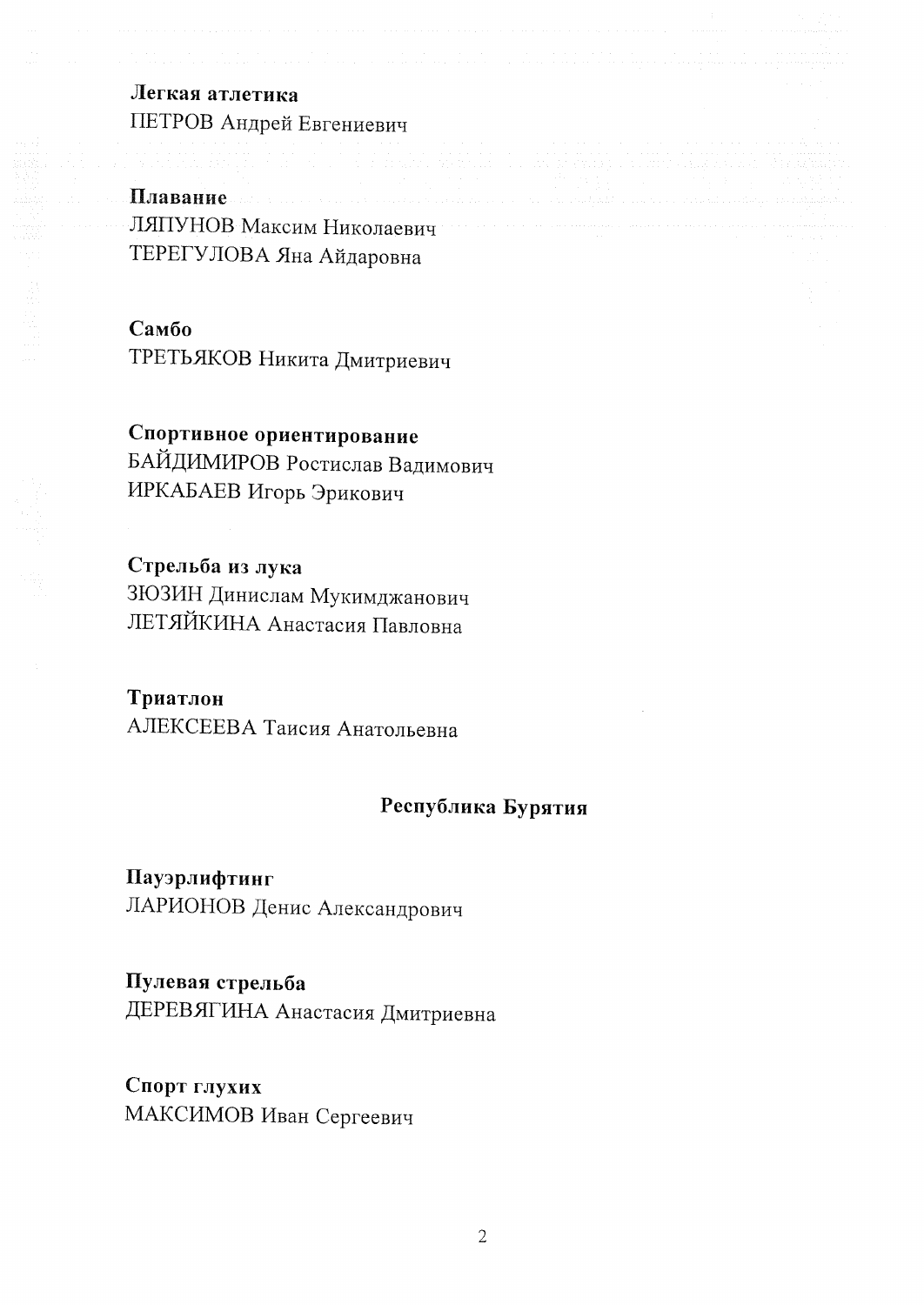**Легкая атлетика**
ПЕТРОВ Андрей Евгениевич

**Плавание**
ЛЯПУНОВ Максим Николаевич
ТЕРЕГУЛОВА Яна Айдаровна

**Самбо**
ТРЕТЬЯКОВ Никита Дмитриевич

**Спортивное ориентирование**
БАЙДИМИРОВ Ростислав Вадимович
ИРКАБАЕВ Игорь Эрикович

**Стрельба из лука**
ЗЮЗИН Динислам Мукимджанович
ЛЕТЯЙКИНА Анастасия Павловна

**Триатлон**
АЛЕКСЕЕВА Таисия Анатольевна

## Республика Бурятия

**Пауэрлифтинг**
ЛАРИОНОВ Денис Александрович

**Пулевая стрельба**
ДЕРЕВЯГИНА Анастасия Дмитриевна

**Спорт глухих**
МАКСИМОВ Иван Сергеевич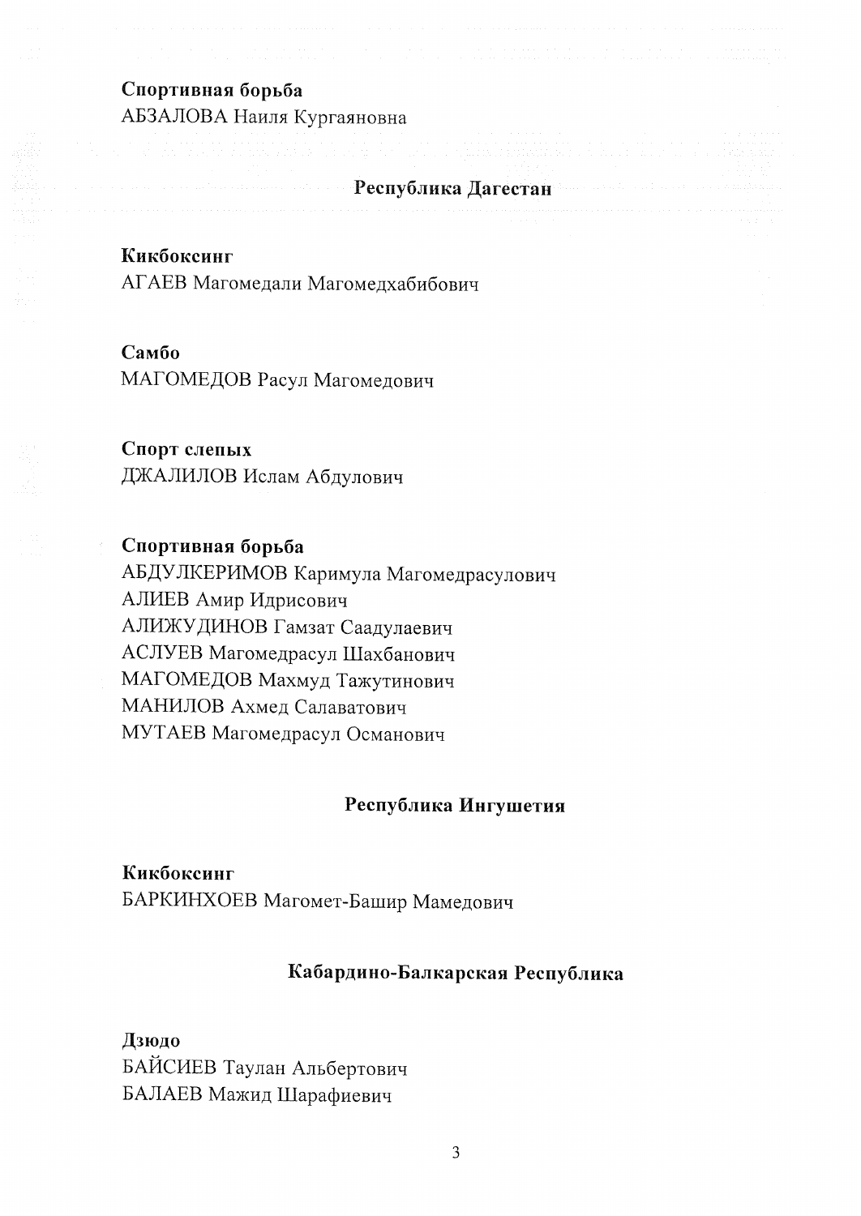**Спортивная борьба**

АБЗАЛОВА Наиля Кургаяновна

## Республика Дагестан

**Кикбоксинг**

АГАЕВ Магомедали Магомедхабибович

**Самбо**

МАГОМЕДОВ Расул Магомедович

**Спорт слепых**

ДЖАЛИЛОВ Ислам Абдулович

**Спортивная борьба**

АБДУЛКЕРИМОВ Каримула Магомедрасулович
АЛИЕВ Амир Идрисович
АЛИЖУДИНОВ Гамзат Саадулаевич
АСЛУЕВ Магомедрасул Шахбанович
МАГОМЕДОВ Махмуд Тажутинович
МАНИЛОВ Ахмед Салаватович
МУТАЕВ Магомедрасул Османович

## Республика Ингушетия

**Кикбоксинг**

БАРКИНХОЕВ Магомет-Башир Мамедович

## Кабардино-Балкарская Республика

**Дзюдо**

БАЙСИЕВ Таулан Альбертович
БАЛАЕВ Мажид Шарафиевич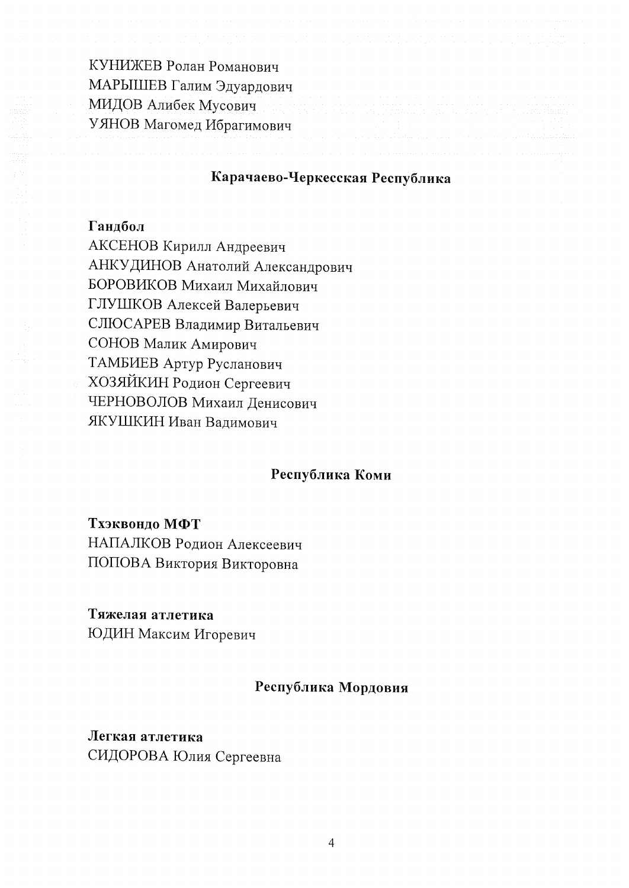КУНИЖЕВ Ролан Романович
МАРЫШЕВ Галим Эдуардович
МИДОВ Алибек Мусович
УЯНОВ Магомед Ибрагимович

## Карачаево-Черкесская Республика

**Гандбол**
АКСЕНОВ Кирилл Андреевич
АНКУДИНОВ Анатолий Александрович
БОРОВИКОВ Михаил Михайлович
ГЛУШКОВ Алексей Валерьевич
СЛЮСАРЕВ Владимир Витальевич
СОНОВ Малик Амирович
ТАМБИЕВ Артур Русланович
ХОЗЯЙКИН Родион Сергеевич
ЧЕРНОВОЛОВ Михаил Денисович
ЯКУШКИН Иван Вадимович

## Республика Коми

**Тхэквондо МФТ**
НАПАЛКОВ Родион Алексеевич
ПОПОВА Виктория Викторовна

**Тяжелая атлетика**
ЮДИН Максим Игоревич

## Республика Мордовия

**Легкая атлетика**
СИДОРОВА Юлия Сергеевна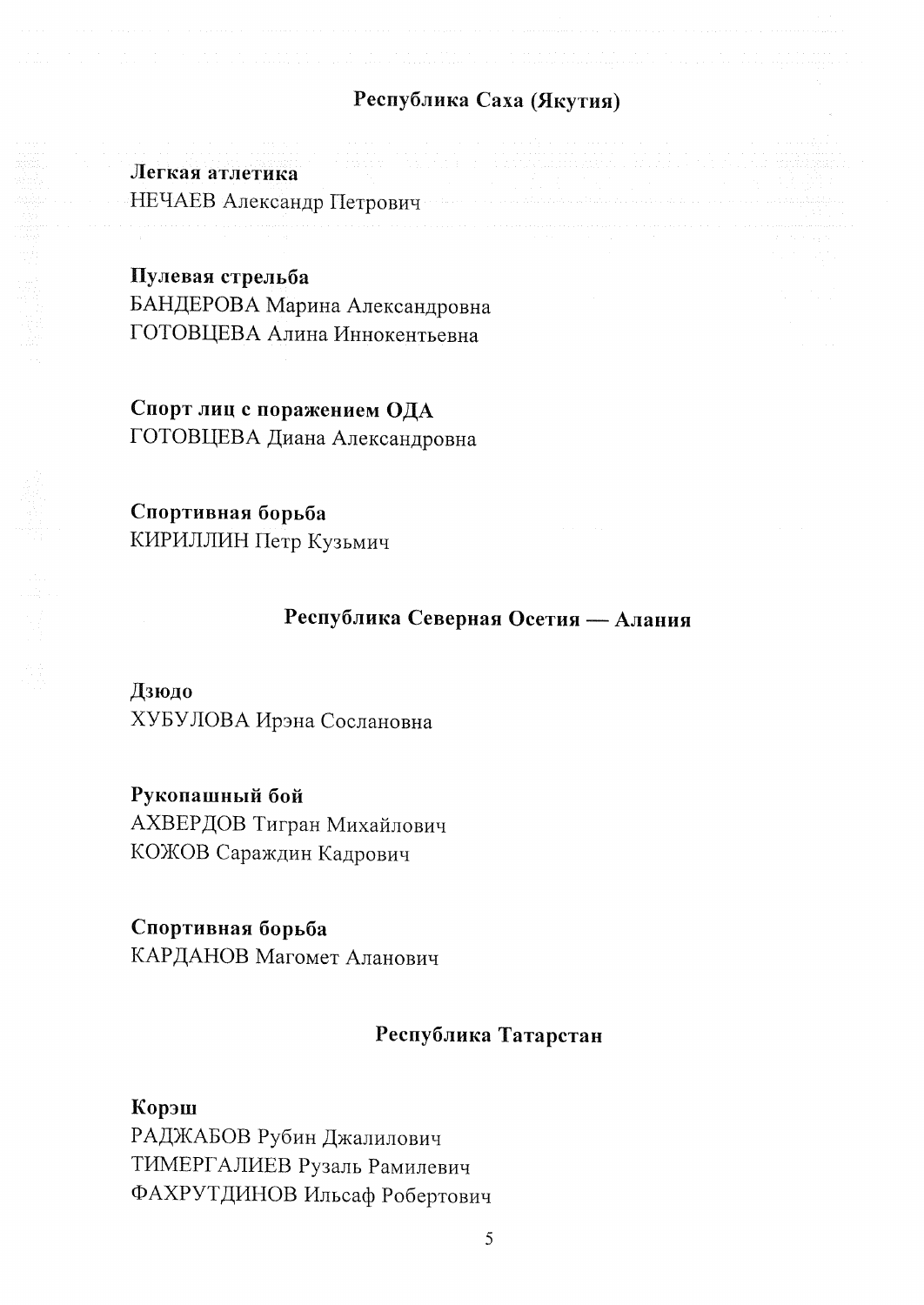## Республика Саха (Якутия)

**Легкая атлетика**
НЕЧАЕВ Александр Петрович

**Пулевая стрельба**
БАНДЕРОВА Марина Александровна
ГОТОВЦЕВА Алина Иннокентьевна

**Спорт лиц с поражением ОДА**
ГОТОВЦЕВА Диана Александровна

**Спортивная борьба**
КИРИЛЛИН Петр Кузьмич

## Республика Северная Осетия — Алания

**Дзюдо**
ХУБУЛОВА Ирэна Сослановна

**Рукопашный бой**
АХВЕРДОВ Тигран Михайлович
КОЖОВ Сараждин Кадрович

**Спортивная борьба**
КАРДАНОВ Магомет Аланович

## Республика Татарстан

**Корэш**
РАДЖАБОВ Рубин Джалилович
ТИМЕРГАЛИЕВ Рузаль Рамилевич
ФАХРУТДИНОВ Ильсаф Робертович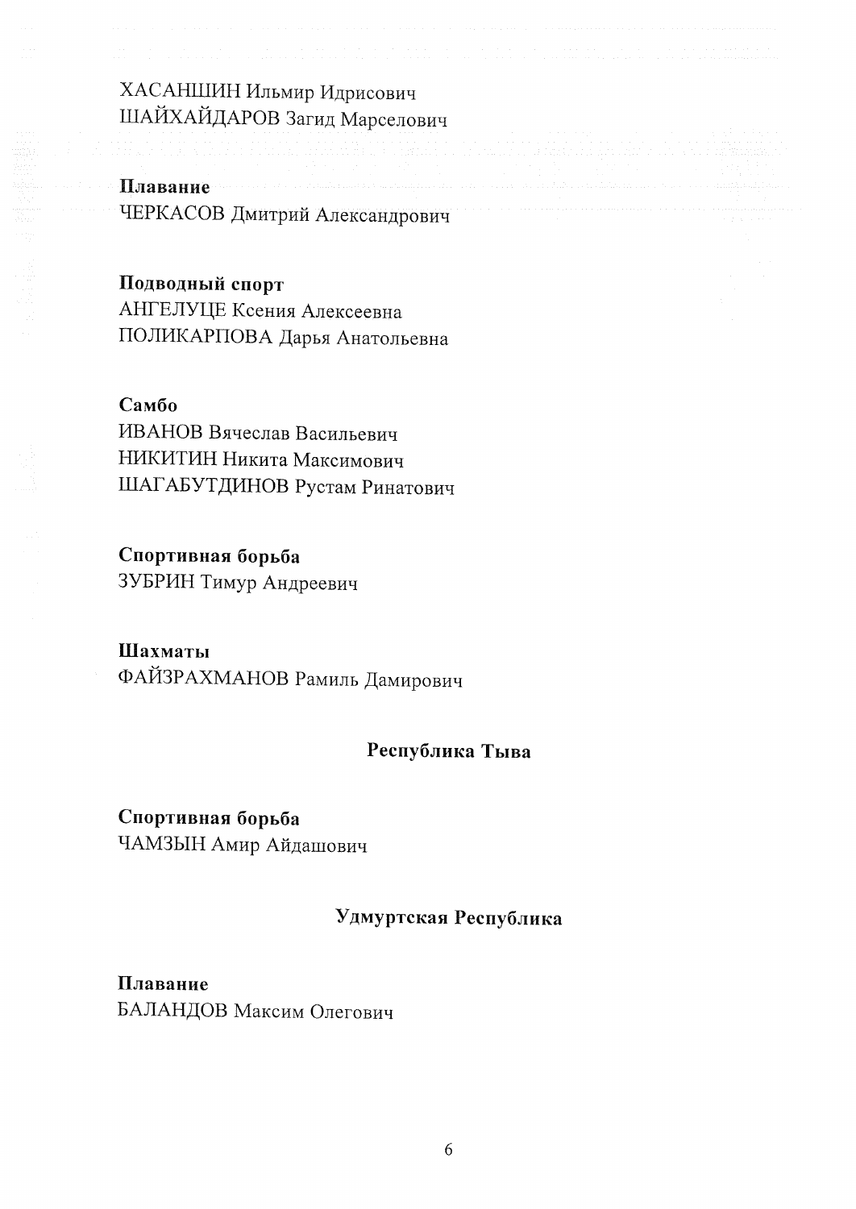ХАСАНШИН Ильмир Идрисович
ШАЙХАЙДАРОВ Загид Марселович

**Плавание**
ЧЕРКАСОВ Дмитрий Александрович

**Подводный спорт**
АНГЕЛУЦЕ Ксения Алексеевна
ПОЛИКАРПОВА Дарья Анатольевна

**Самбо**
ИВАНОВ Вячеслав Васильевич
НИКИТИН Никита Максимович
ШАГАБУТДИНОВ Рустам Ринатович

**Спортивная борьба**
ЗУБРИН Тимур Андреевич

**Шахматы**
ФАЙЗРАХМАНОВ Рамиль Дамирович

## Республика Тыва

**Спортивная борьба**
ЧАМЗЫН Амир Айдашович

## Удмуртская Республика

**Плавание**
БАЛАНДОВ Максим Олегович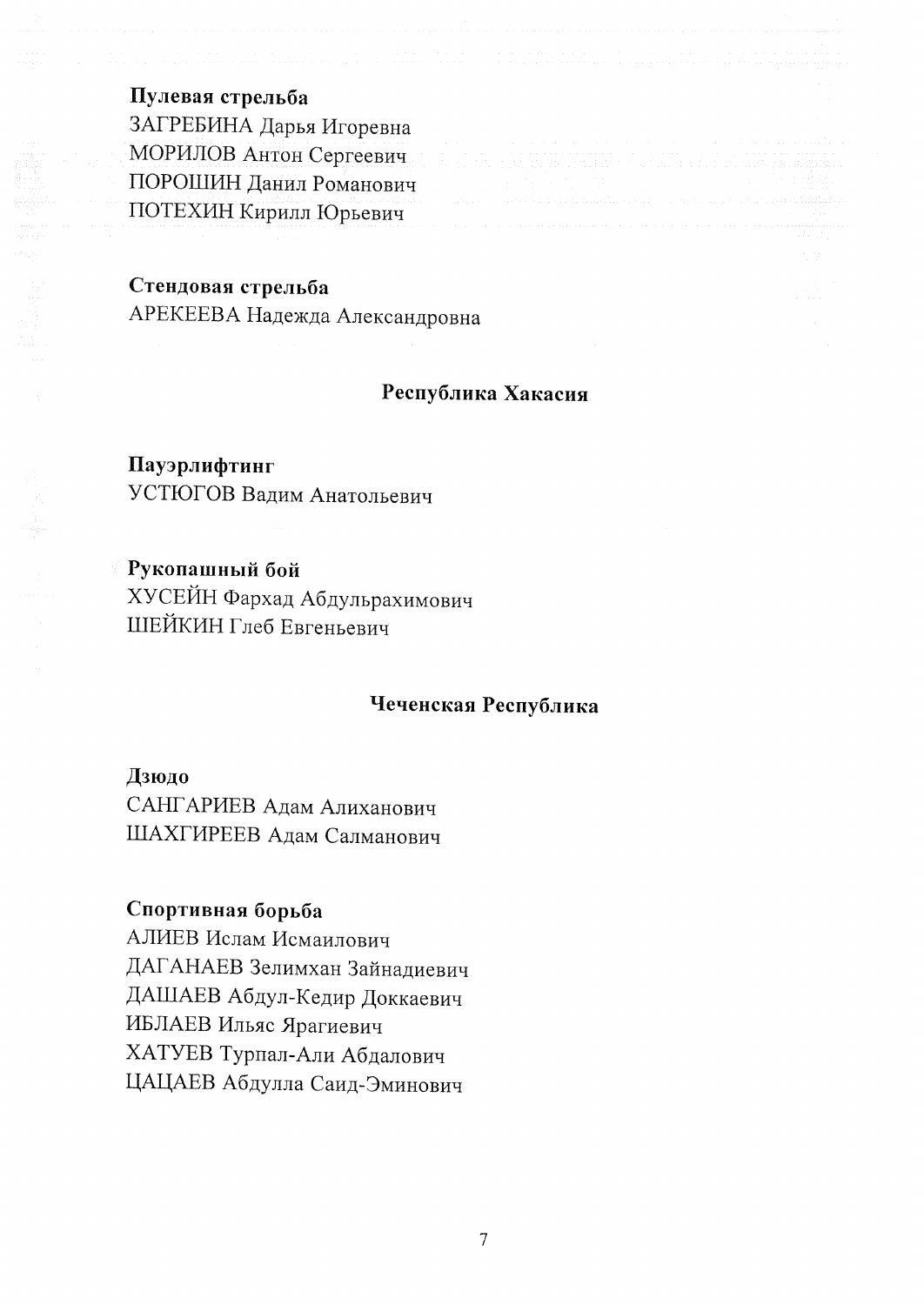**Пулевая стрельба**
ЗАГРЕБИНА Дарья Игоревна
МОРИЛОВ Антон Сергеевич
ПОРОШИН Данил Романович
ПОТЕХИН Кирилл Юрьевич

**Стендовая стрельба**
АРЕКЕЕВА Надежда Александровна

## Республика Хакасия

**Пауэрлифтинг**
УСТЮГОВ Вадим Анатольевич

**Рукопашный бой**
ХУСЕЙН Фархад Абдульрахимович
ШЕЙКИН Глеб Евгеньевич

## Чеченская Республика

**Дзюдо**
САНГАРИЕВ Адам Алиханович
ШАХГИРЕЕВ Адам Салманович

**Спортивная борьба**
АЛИЕВ Ислам Исмаилович
ДАГАНАЕВ Зелимхан Зайнадиевич
ДАШАЕВ Абдул-Кедир Доккаевич
ИБЛАЕВ Ильяс Ярагиевич
ХАТУЕВ Турпал-Али Абдалович
ЦАЦАЕВ Абдулла Саид-Эминович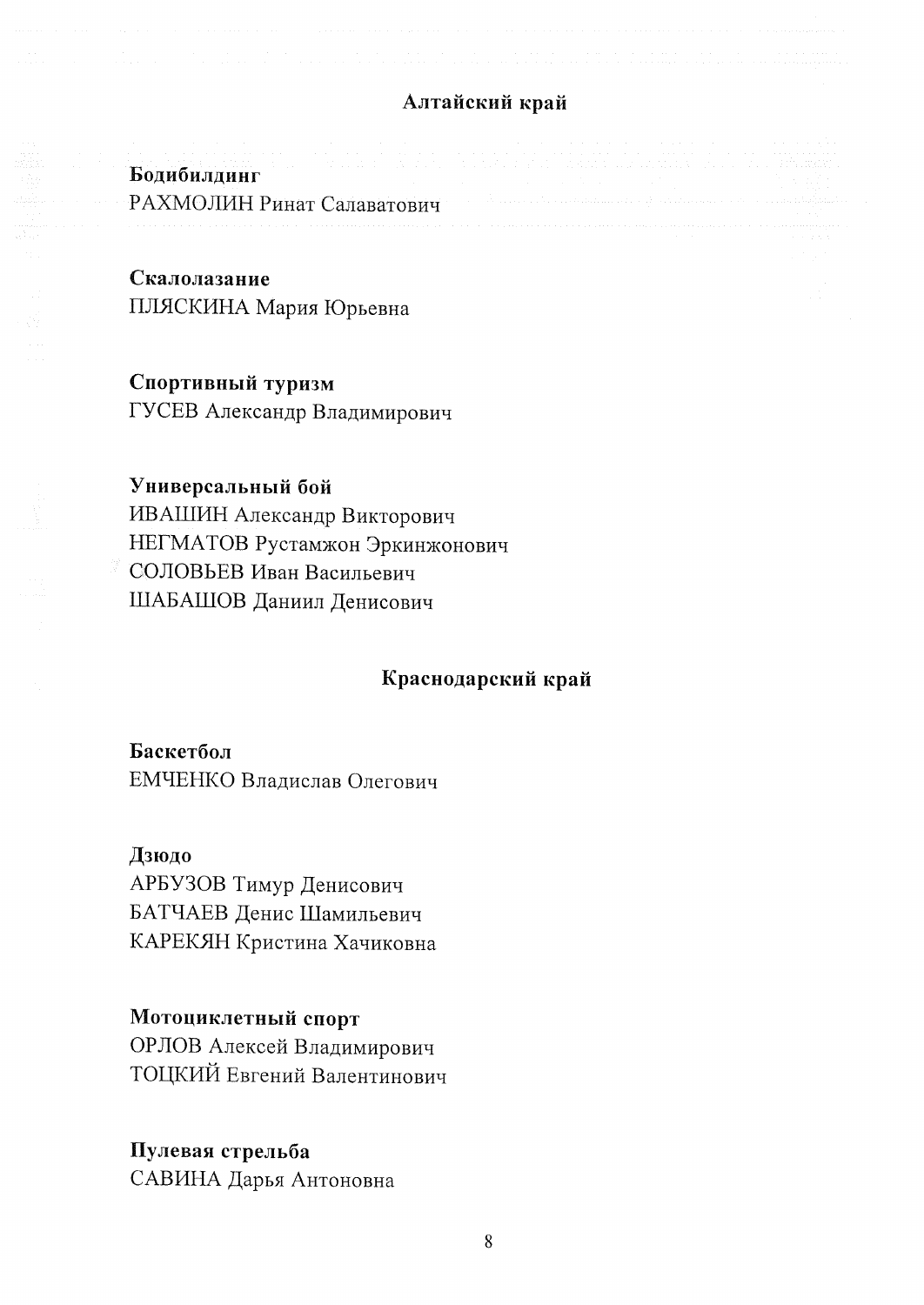## Алтайский край

**Бодибилдинг**
РАХМОЛИН Ринат Салаватович

**Скалолазание**
ПЛЯСКИНА Мария Юрьевна

**Спортивный туризм**
ГУСЕВ Александр Владимирович

**Универсальный бой**
ИВАШИН Александр Викторович
НЕГМАТОВ Рустамжон Эркинжонович
СОЛОВЬЕВ Иван Васильевич
ШАБАШОВ Даниил Денисович

## Краснодарский край

**Баскетбол**
ЕМЧЕНКО Владислав Олегович

**Дзюдо**
АРБУЗОВ Тимур Денисович
БАТЧАЕВ Денис Шамильевич
КАРЕКЯН Кристина Хачиковна

**Мотоциклетный спорт**
ОРЛОВ Алексей Владимирович
ТОЦКИЙ Евгений Валентинович

**Пулевая стрельба**
САВИНА Дарья Антоновна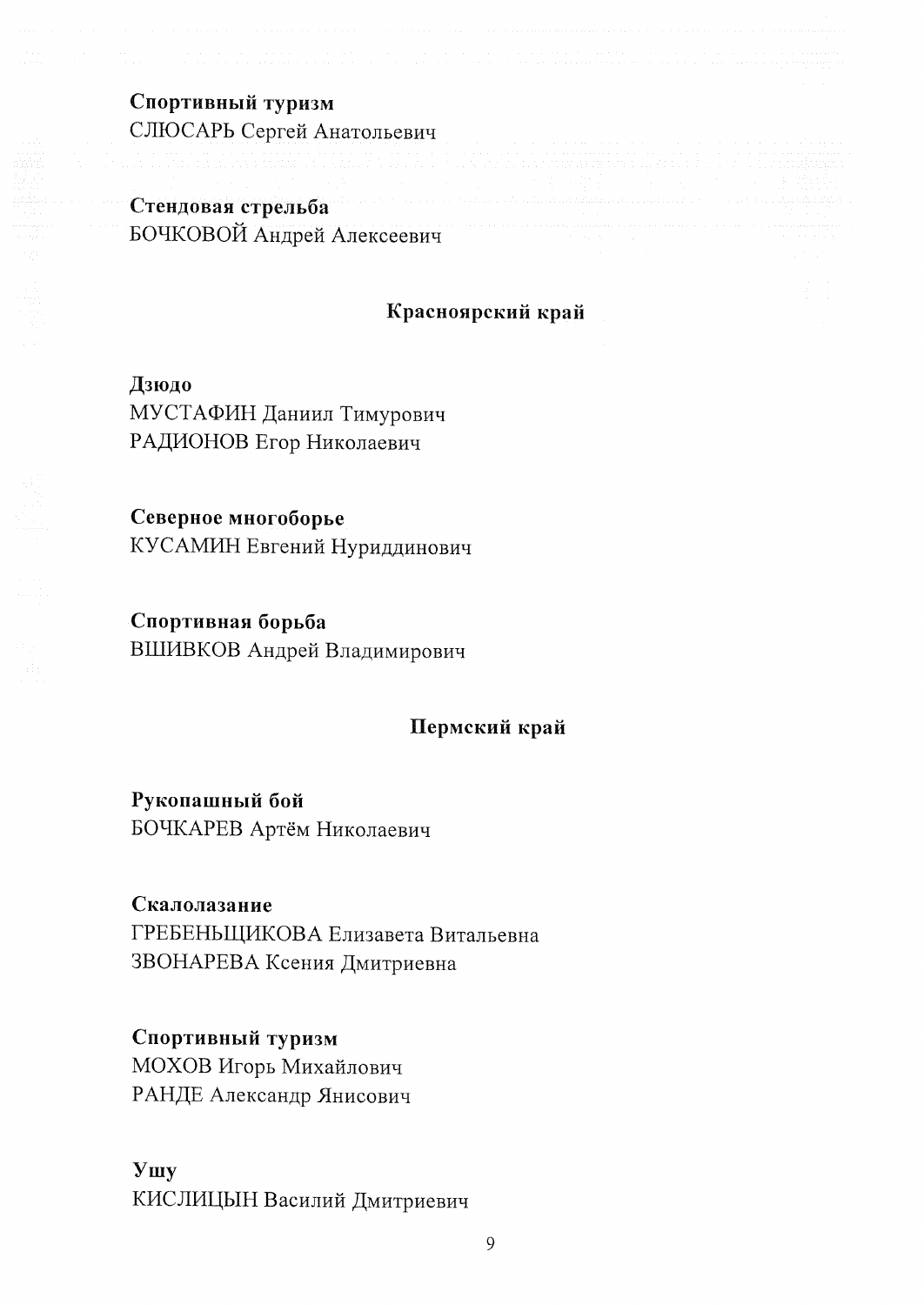**Спортивный туризм**
СЛЮСАРЬ Сергей Анатольевич

**Стендовая стрельба**
БОЧКОВОЙ Андрей Алексеевич

## Красноярский край

**Дзюдо**
МУСТАФИН Даниил Тимурович
РАДИОНОВ Егор Николаевич

**Северное многоборье**
КУСАМИН Евгений Нуриддинович

**Спортивная борьба**
ВШИВКОВ Андрей Владимирович

## Пермский край

**Рукопашный бой**
БОЧКАРЕВ Артём Николаевич

**Скалолазание**
ГРЕБЕНЬЩИКОВА Елизавета Витальевна
ЗВОНАРЕВА Ксения Дмитриевна

**Спортивный туризм**
МОХОВ Игорь Михайлович
РАНДЕ Александр Янисович

**Ушу**
КИСЛИЦЫН Василий Дмитриевич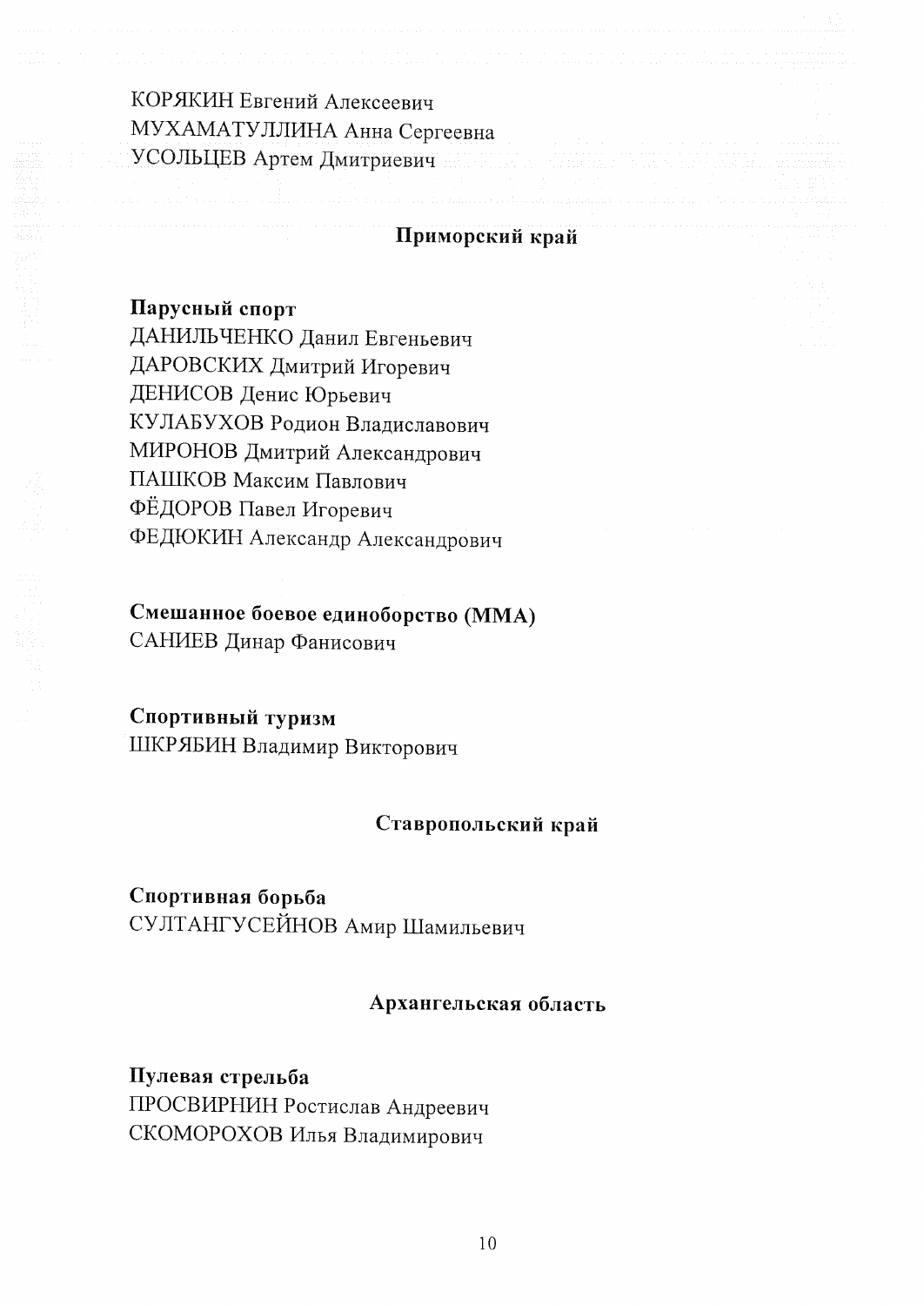КОРЯКИН Евгений Алексеевич
МУХАМАТУЛЛИНА Анна Сергеевна
УСОЛЬЦЕВ Артем Дмитриевич

## Приморский край

**Парусный спорт**

ДАНИЛЬЧЕНКО Данил Евгеньевич
ДАРОВСКИХ Дмитрий Игоревич
ДЕНИСОВ Денис Юрьевич
КУЛАБУХОВ Родион Владиславович
МИРОНОВ Дмитрий Александрович
ПАШКОВ Максим Павлович
ФЁДОРОВ Павел Игоревич
ФЕДЮКИН Александр Александрович

**Смешанное боевое единоборство (ММА)**

САНИЕВ Динар Фанисович

**Спортивный туризм**

ШКРЯБИН Владимир Викторович

## Ставропольский край

**Спортивная борьба**

СУЛТАНГУСЕЙНОВ Амир Шамильевич

## Архангельская область

**Пулевая стрельба**

ПРОСВИРНИН Ростислав Андреевич
СКОМОРОХОВ Илья Владимирович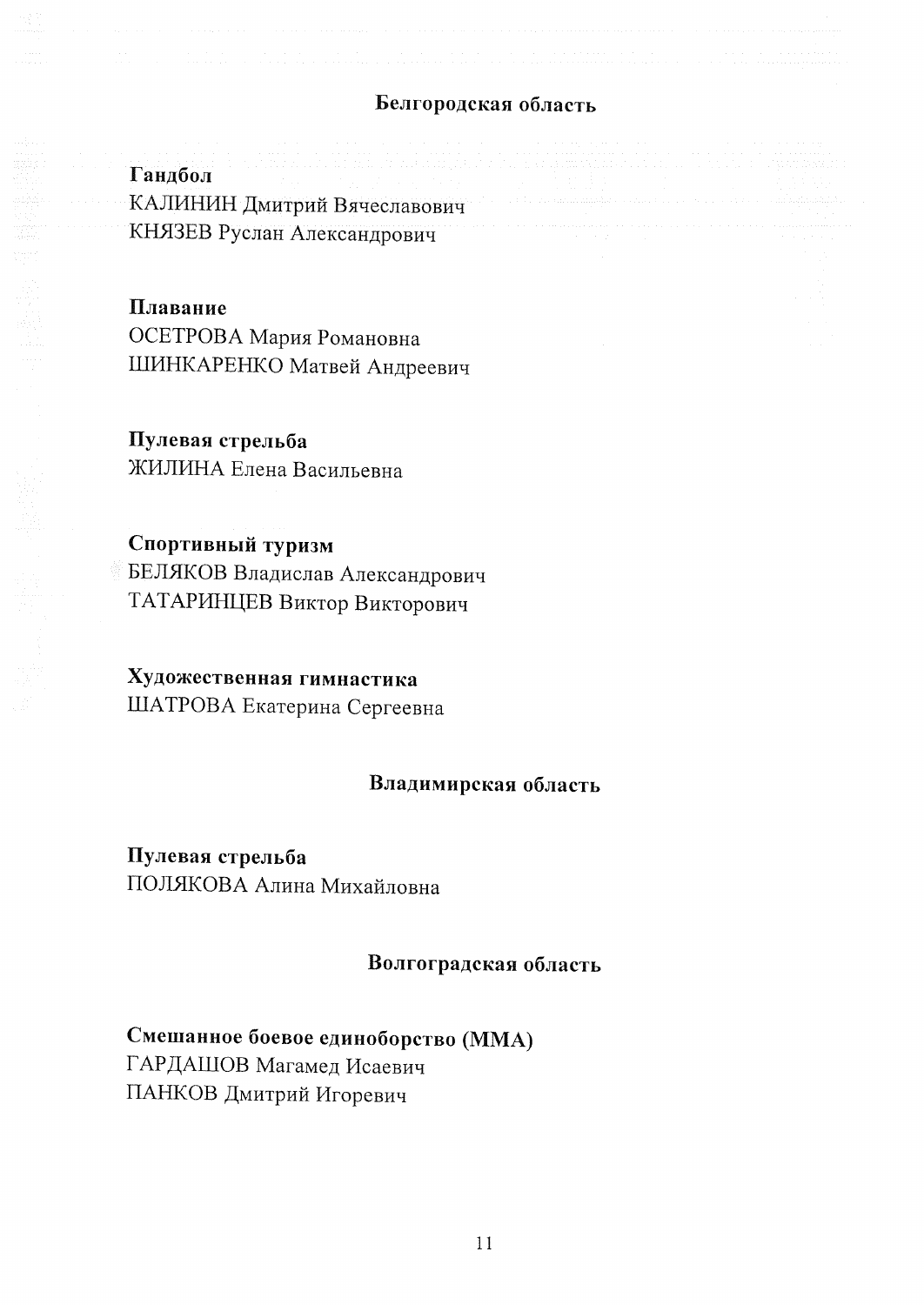## Белгородская область

**Гандбол**

КАЛИНИН Дмитрий Вячеславович

КНЯЗЕВ Руслан Александрович

**Плавание**

ОСЕТРОВА Мария Романовна

ШИНКАРЕНКО Матвей Андреевич

**Пулевая стрельба**

ЖИЛИНА Елена Васильевна

**Спортивный туризм**

БЕЛЯКОВ Владислав Александрович

ТАТАРИНЦЕВ Виктор Викторович

**Художественная гимнастика**

ШАТРОВА Екатерина Сергеевна

## Владимирская область

**Пулевая стрельба**

ПОЛЯКОВА Алина Михайловна

## Волгоградская область

**Смешанное боевое единоборство (ММА)**

ГАРДАШОВ Магамед Исаевич

ПАНКОВ Дмитрий Игоревич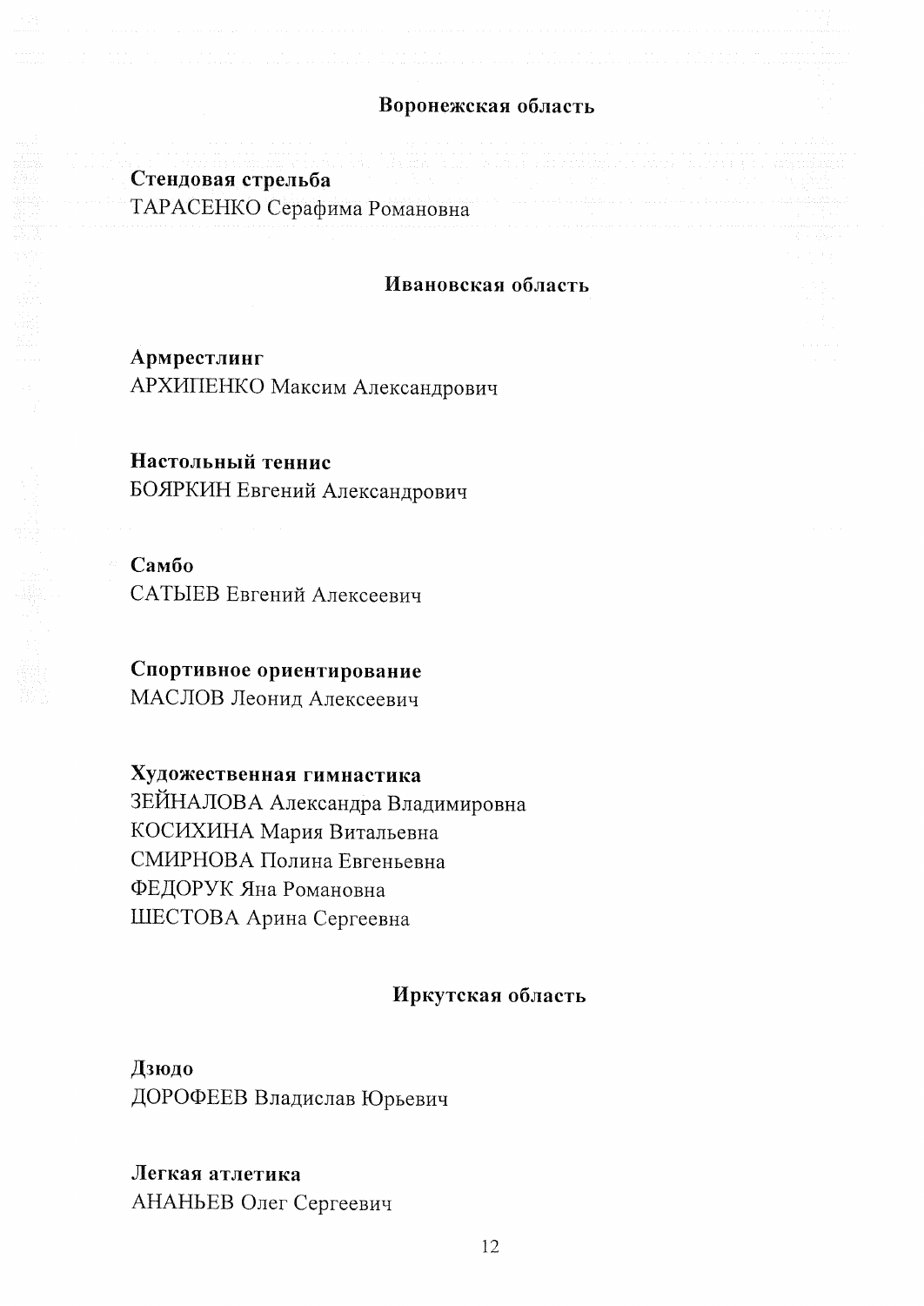## Воронежская область

**Стендовая стрельба**

ТАРАСЕНКО Серафима Романовна

## Ивановская область

**Армрестлинг**

АРХИПЕНКО Максим Александрович

**Настольный теннис**

БОЯРКИН Евгений Александрович

**Самбо**

САТЫЕВ Евгений Алексеевич

**Спортивное ориентирование**

МАСЛОВ Леонид Алексеевич

**Художественная гимнастика**

ЗЕЙНАЛОВА Александра Владимировна
КОСИХИНА Мария Витальевна
СМИРНОВА Полина Евгеньевна
ФЕДОРУК Яна Романовна
ШЕСТОВА Арина Сергеевна

## Иркутская область

**Дзюдо**

ДОРОФЕЕВ Владислав Юрьевич

**Легкая атлетика**

АНАНЬЕВ Олег Сергеевич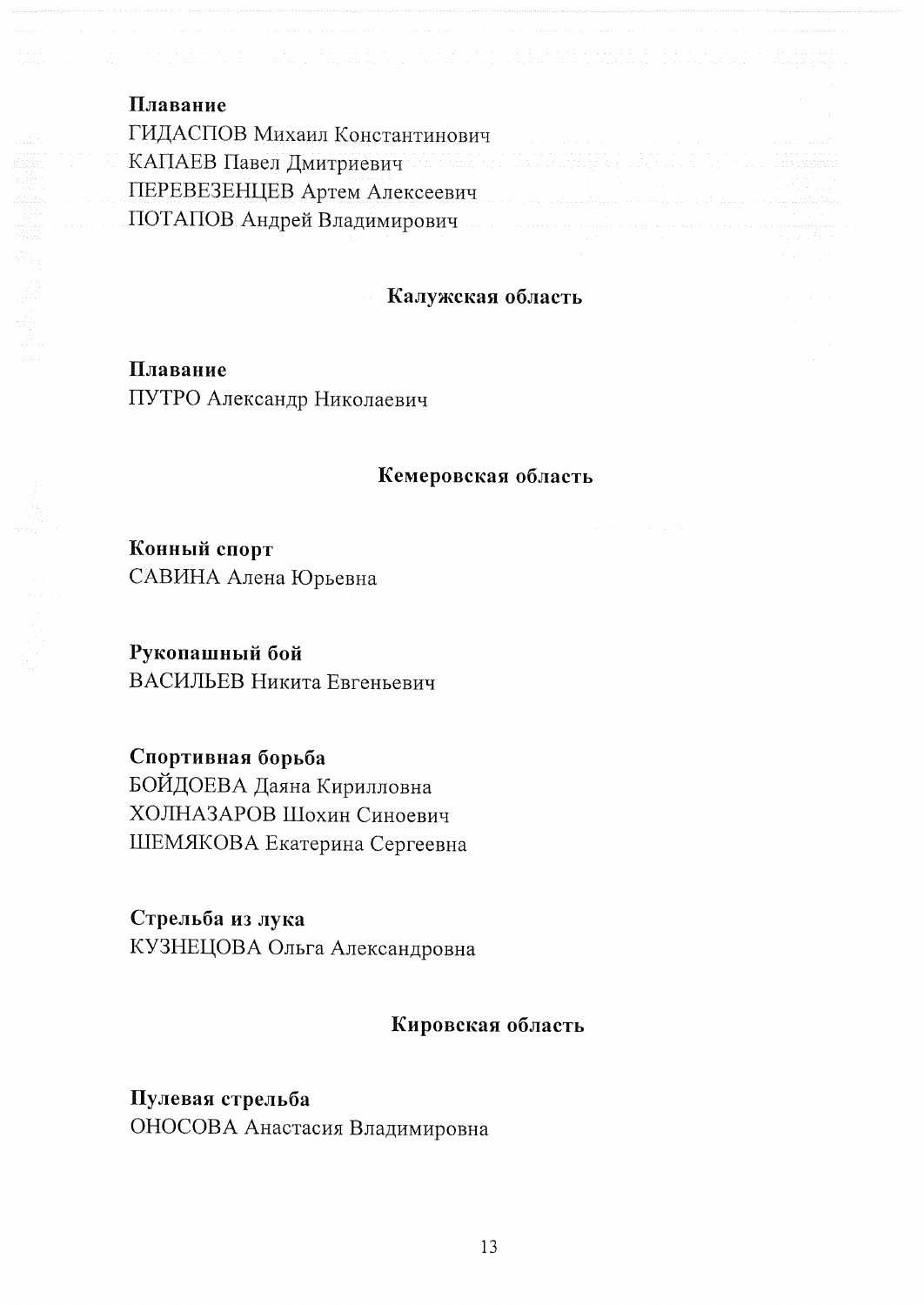**Плавание**

ГИДАСПОВ Михаил Константинович
КАПАЕВ Павел Дмитриевич
ПЕРЕВЕЗЕНЦЕВ Артем Алексеевич
ПОТАПОВ Андрей Владимирович

## Калужская область

**Плавание**

ПУТРО Александр Николаевич

## Кемеровская область

**Конный спорт**

САВИНА Алена Юрьевна

**Рукопашный бой**

ВАСИЛЬЕВ Никита Евгеньевич

**Спортивная борьба**

БОЙДОЕВА Даяна Кирилловна
ХОЛНАЗАРОВ Шохин Синоевич
ШЕМЯКОВА Екатерина Сергеевна

**Стрельба из лука**

КУЗНЕЦОВА Ольга Александровна

## Кировская область

**Пулевая стрельба**

ОНОСОВА Анастасия Владимировна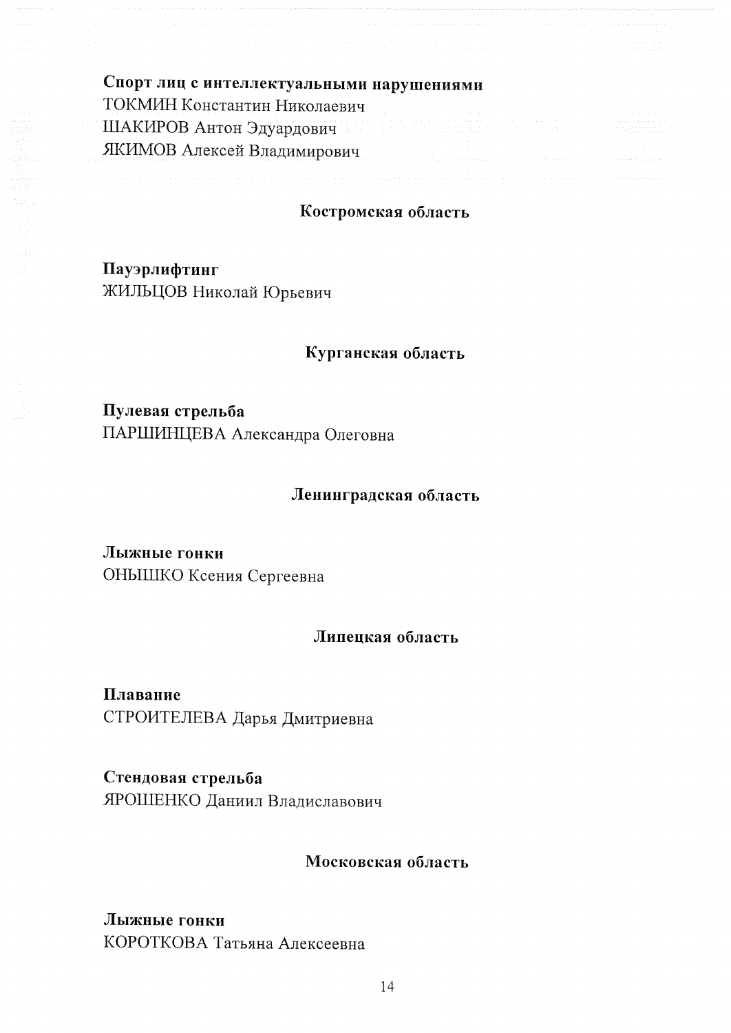**Спорт лиц с интеллектуальными нарушениями**

ТОКМИН Константин Николаевич
ШАКИРОВ Антон Эдуардович
ЯКИМОВ Алексей Владимирович

## Костромская область

**Пауэрлифтинг**

ЖИЛЬЦОВ Николай Юрьевич

## Курганская область

**Пулевая стрельба**

ПАРШИНЦЕВА Александра Олеговна

## Ленинградская область

**Лыжные гонки**

ОНЫШКО Ксения Сергеевна

## Липецкая область

**Плавание**

СТРОИТЕЛЕВА Дарья Дмитриевна

**Стендовая стрельба**

ЯРОШЕНКО Даниил Владиславович

## Московская область

**Лыжные гонки**

КОРОТКОВА Татьяна Алексеевна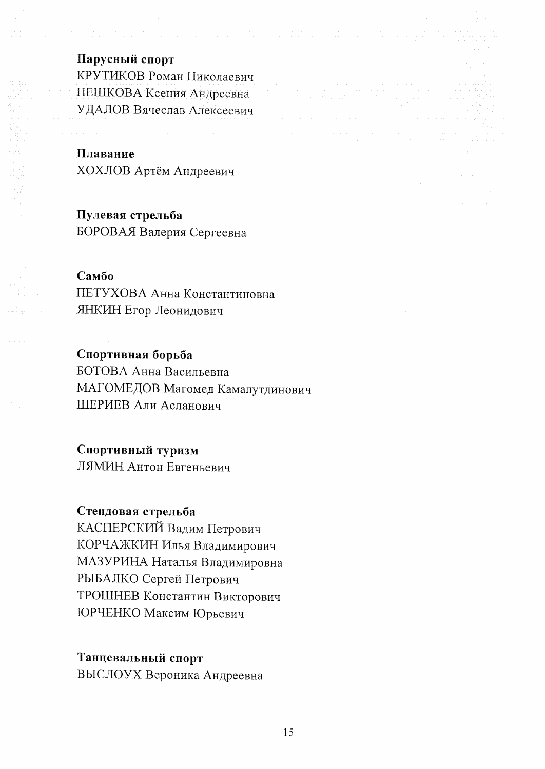**Парусный спорт**
КРУТИКОВ Роман Николаевич
ПЕШКОВА Ксения Андреевна
УДАЛОВ Вячеслав Алексеевич

**Плавание**
ХОХЛОВ Артём Андреевич

**Пулевая стрельба**
БОРОВАЯ Валерия Сергеевна

**Самбо**
ПЕТУХОВА Анна Константиновна
ЯНКИН Егор Леонидович

**Спортивная борьба**
БОТОВА Анна Васильевна
МАГОМЕДОВ Магомед Камалутдинович
ШЕРИЕВ Али Асланович

**Спортивный туризм**
ЛЯМИН Антон Евгеньевич

**Стендовая стрельба**
КАСПЕРСКИЙ Вадим Петрович
КОРЧАЖКИН Илья Владимирович
МАЗУРИНА Наталья Владимировна
РЫБАЛКО Сергей Петрович
ТРОШНЕВ Константин Викторович
ЮРЧЕНКО Максим Юрьевич

**Танцевальный спорт**
ВЫСЛОУХ Вероника Андреевна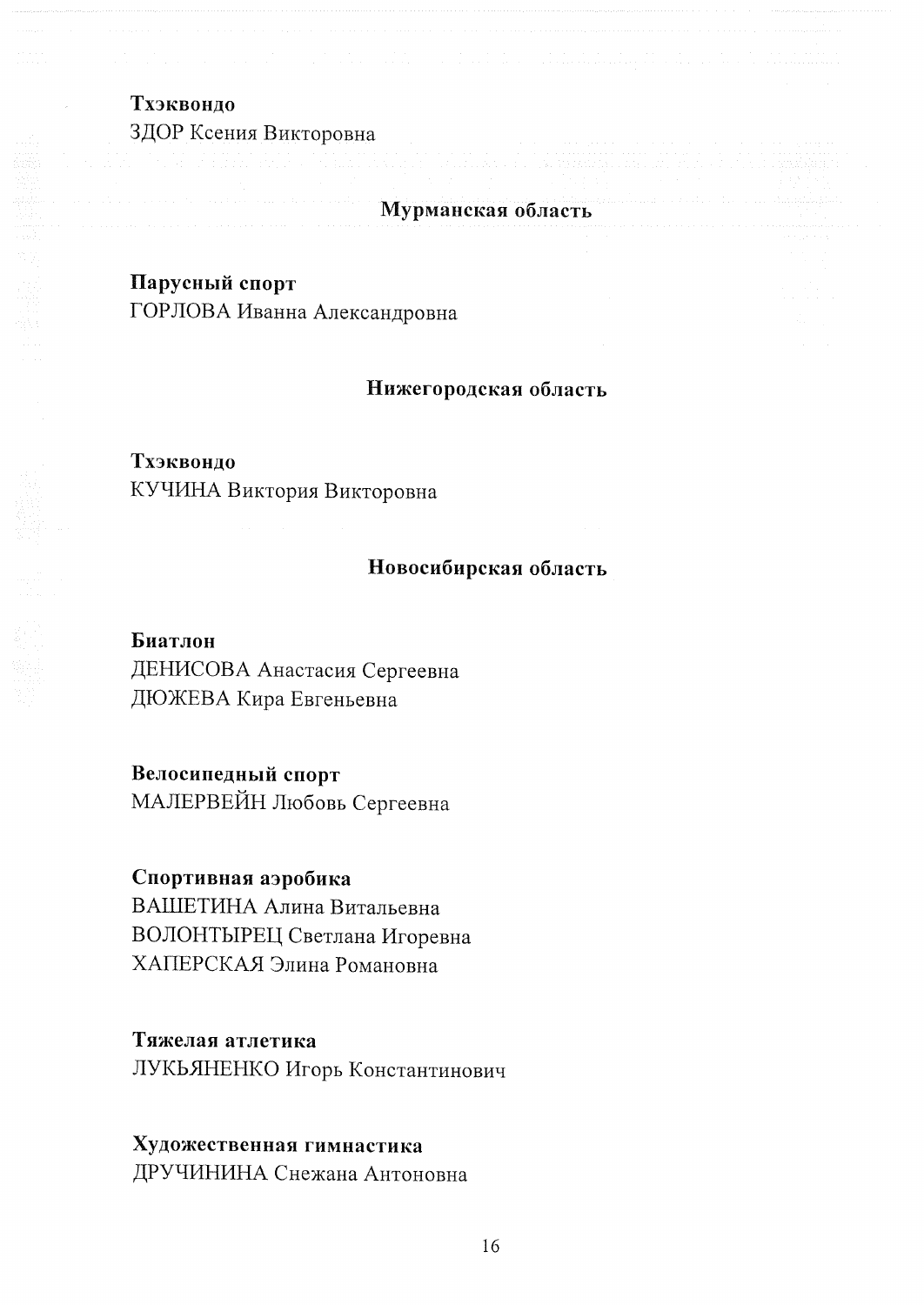**Тхэквондо**
ЗДОР Ксения Викторовна

## Мурманская область

**Парусный спорт**
ГОРЛОВА Иванна Александровна

## Нижегородская область

**Тхэквондо**
КУЧИНА Виктория Викторовна

## Новосибирская область

**Биатлон**
ДЕНИСОВА Анастасия Сергеевна
ДЮЖЕВА Кира Евгеньевна

**Велосипедный спорт**
МАЛЕРВЕЙН Любовь Сергеевна

**Спортивная аэробика**
ВАШЕТИНА Алина Витальевна
ВОЛОНТЫРЕЦ Светлана Игоревна
ХАПЕРСКАЯ Элина Романовна

**Тяжелая атлетика**
ЛУКЬЯНЕНКО Игорь Константинович

**Художественная гимнастика**
ДРУЧИНИНА Снежана Антоновна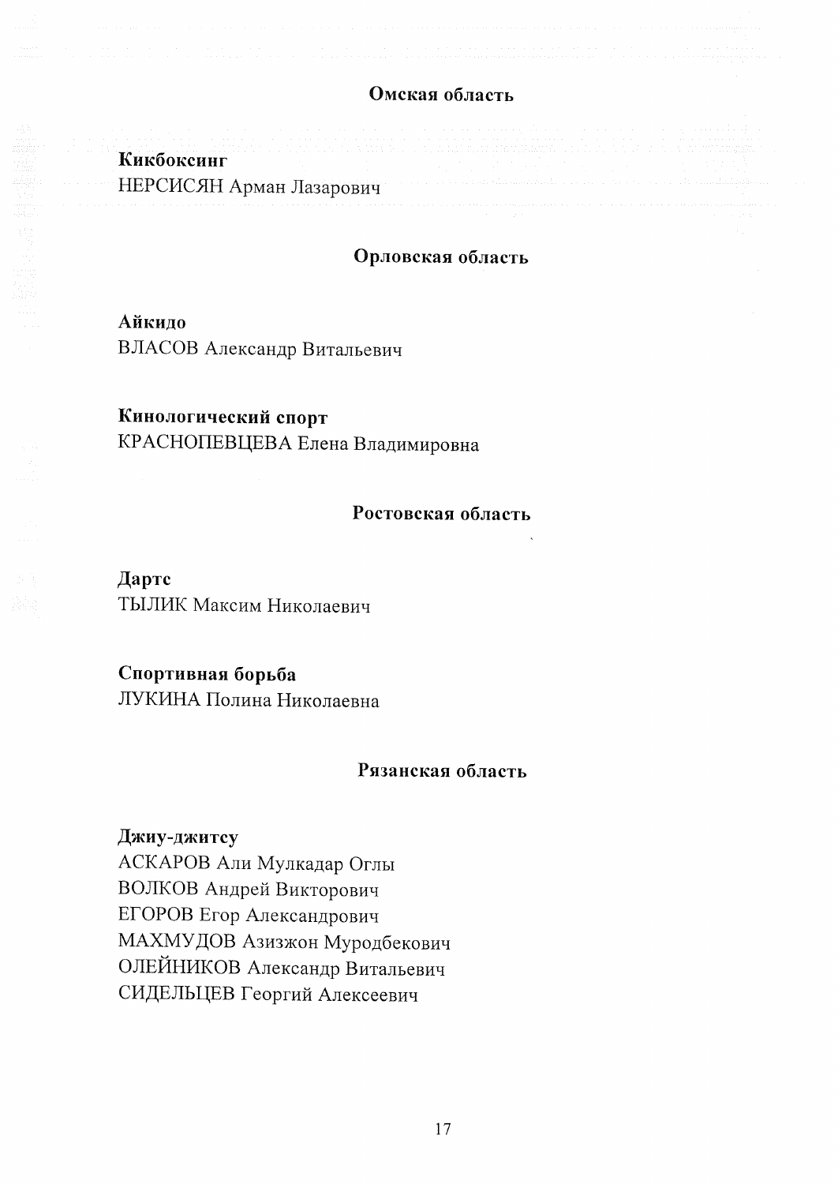## Омская область

**Кикбоксинг**
НЕРСИСЯН Арман Лазарович

## Орловская область

**Айкидо**
ВЛАСОВ Александр Витальевич

**Кинологический спорт**
КРАСНОПЕВЦЕВА Елена Владимировна

## Ростовская область

**Дартс**
ТЫЛИК Максим Николаевич

**Спортивная борьба**
ЛУКИНА Полина Николаевна

## Рязанская область

**Джиу-джитсу**
АСКАРОВ Али Мулкадар Оглы
ВОЛКОВ Андрей Викторович
ЕГОРОВ Егор Александрович
МАХМУДОВ Азизжон Муродбекович
ОЛЕЙНИКОВ Александр Витальевич
СИДЕЛЬЦЕВ Георгий Алексеевич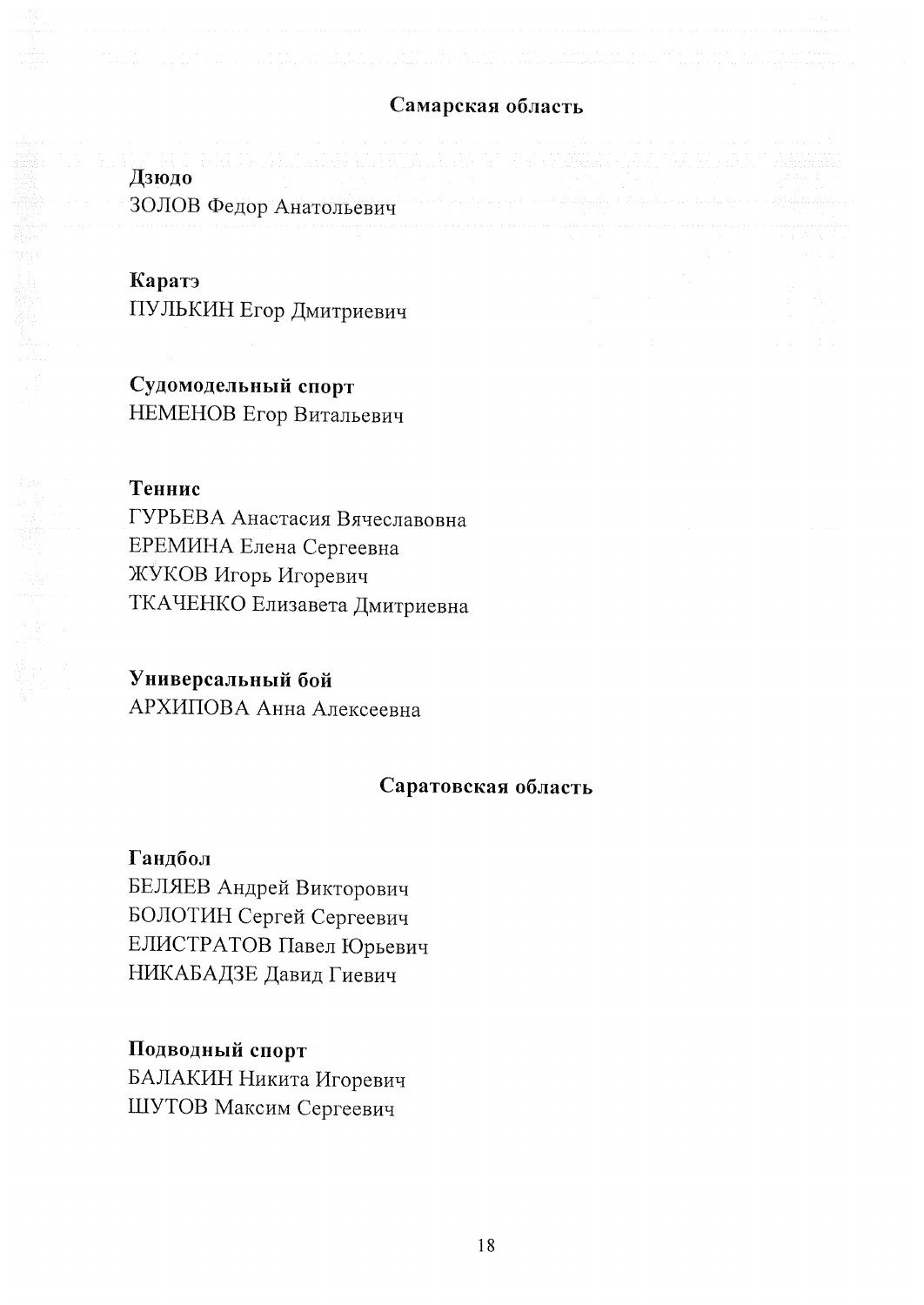## Самарская область

**Дзюдо**
ЗОЛОВ Федор Анатольевич

**Каратэ**
ПУЛЬКИН Егор Дмитриевич

**Судомодельный спорт**
НЕМЕНОВ Егор Витальевич

**Теннис**
ГУРЬЕВА Анастасия Вячеславовна
ЕРЕМИНА Елена Сергеевна
ЖУКОВ Игорь Игоревич
ТКАЧЕНКО Елизавета Дмитриевна

**Универсальный бой**
АРХИПОВА Анна Алексеевна

## Саратовская область

**Гандбол**
БЕЛЯЕВ Андрей Викторович
БОЛОТИН Сергей Сергеевич
ЕЛИСТРАТОВ Павел Юрьевич
НИКАБАДЗЕ Давид Гиевич

**Подводный спорт**
БАЛАКИН Никита Игоревич
ШУТОВ Максим Сергеевич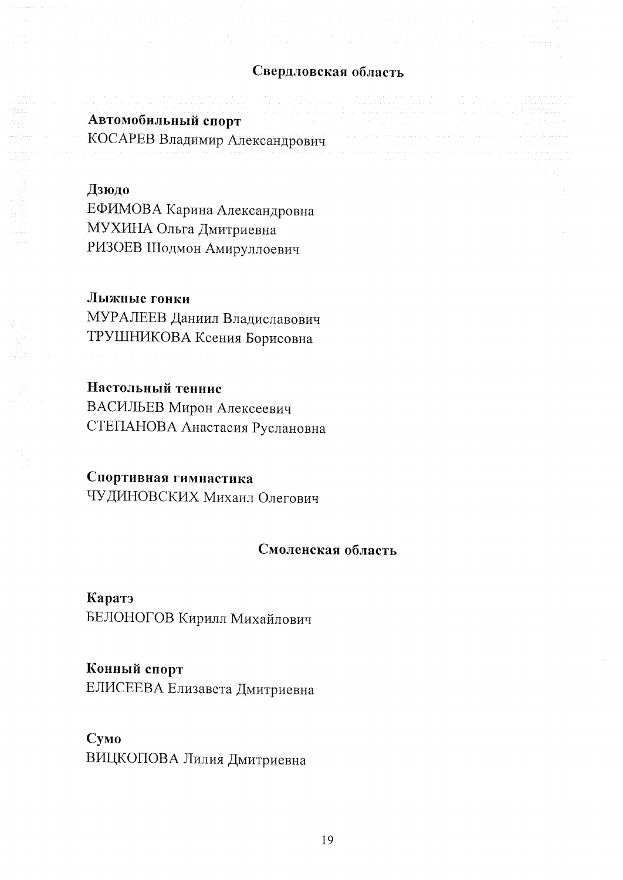## Свердловская область

**Автомобильный спорт**

КОСАРЕВ Владимир Александрович

**Дзюдо**

ЕФИМОВА Карина Александровна
МУХИНА Ольга Дмитриевна
РИЗОЕВ Шодмон Амируллоевич

**Лыжные гонки**

МУРАЛЕЕВ Даниил Владиславович
ТРУШНИКОВА Ксения Борисовна

**Настольный теннис**

ВАСИЛЬЕВ Мирон Алексеевич
СТЕПАНОВА Анастасия Руслановна

**Спортивная гимнастика**

ЧУДИНОВСКИХ Михаил Олегович

## Смоленская область

**Каратэ**

БЕЛОНОГОВ Кирилл Михайлович

**Конный спорт**

ЕЛИСЕЕВА Елизавета Дмитриевна

**Сумо**

ВИЦКОПОВА Лилия Дмитриевна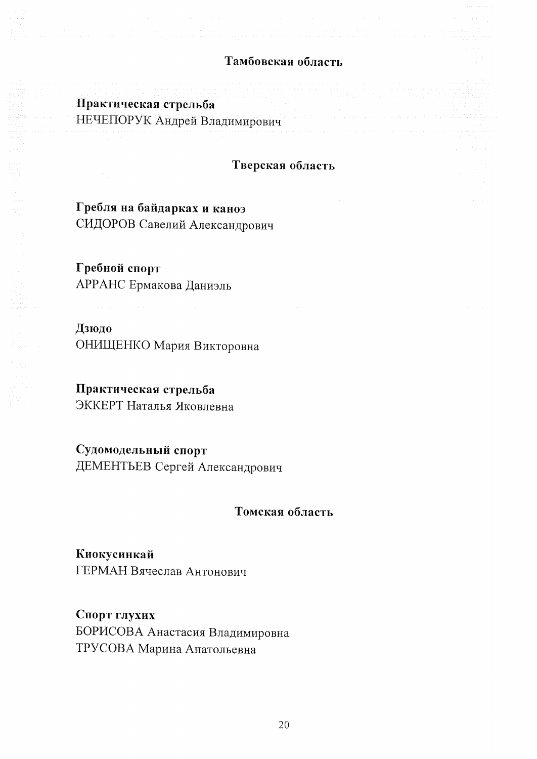## Тамбовская область

**Практическая стрельба**
НЕЧЕПОРУК Андрей Владимирович

## Тверская область

**Гребля на байдарках и каноэ**
СИДОРОВ Савелий Александрович

**Гребной спорт**
АРРАНС Ермакова Даниэль

**Дзюдо**
ОНИЩЕНКО Мария Викторовна

**Практическая стрельба**
ЭККЕРТ Наталья Яковлевна

**Судомодельный спорт**
ДЕМЕНТЬЕВ Сергей Александрович

## Томская область

**Киокусинкай**
ГЕРМАН Вячеслав Антонович

**Спорт глухих**
БОРИСОВА Анастасия Владимировна
ТРУСОВА Марина Анатольевна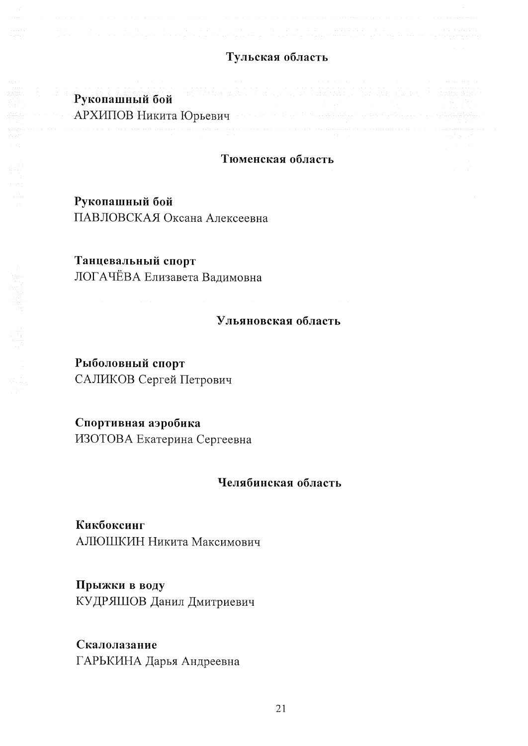## Тульская область

**Рукопашный бой**
АРХИПОВ Никита Юрьевич

## Тюменская область

**Рукопашный бой**
ПАВЛОВСКАЯ Оксана Алексеевна

**Танцевальный спорт**
ЛОГАЧЁВА Елизавета Вадимовна

## Ульяновская область

**Рыболовный спорт**
САЛИКОВ Сергей Петрович

**Спортивная аэробика**
ИЗОТОВА Екатерина Сергеевна

## Челябинская область

**Кикбоксинг**
АЛЮШКИН Никита Максимович

**Прыжки в воду**
КУДРЯШОВ Данил Дмитриевич

**Скалолазание**
ГАРЬКИНА Дарья Андреевна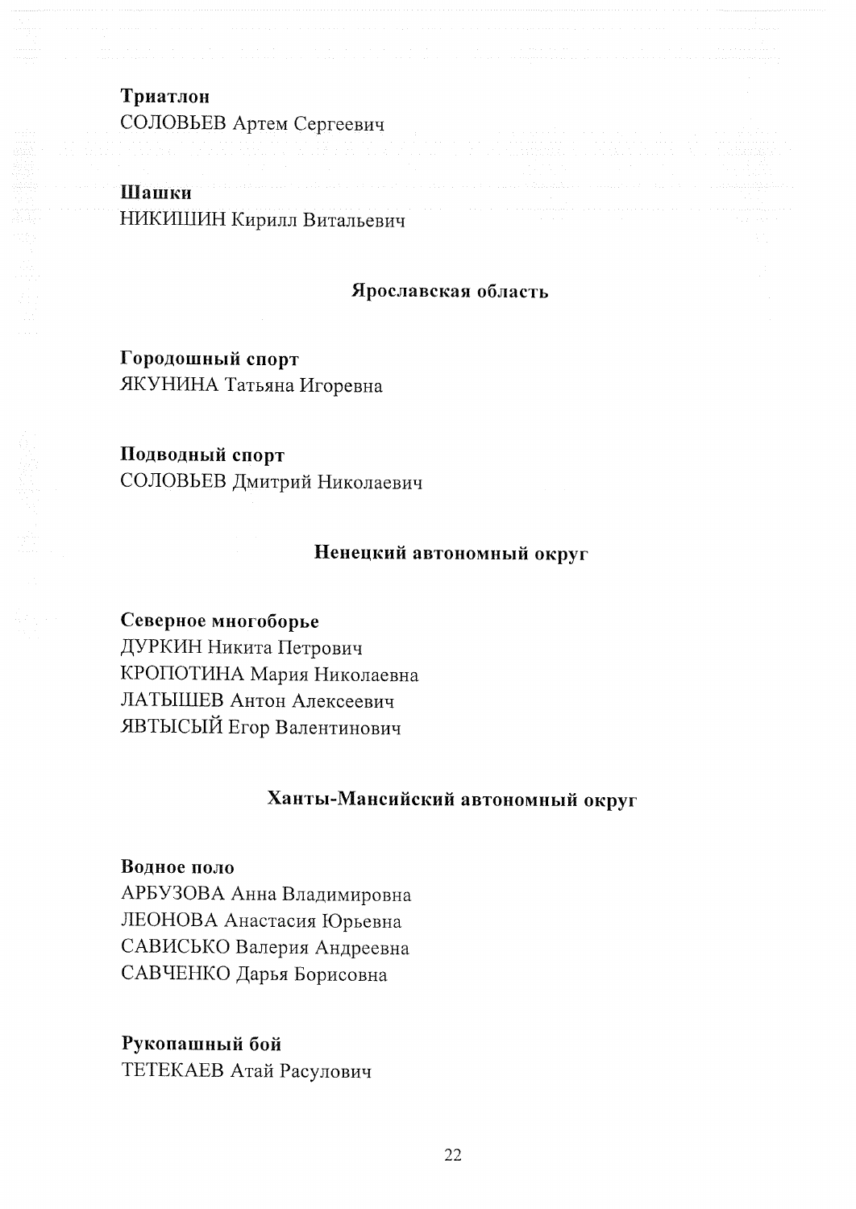**Триатлон**
СОЛОВЬЕВ Артем Сергеевич

**Шашки**
НИКИШИН Кирилл Витальевич

### Ярославская область

**Городошный спорт**
ЯКУНИНА Татьяна Игоревна

**Подводный спорт**
СОЛОВЬЕВ Дмитрий Николаевич

### Ненецкий автономный округ

**Северное многоборье**
ДУРКИН Никита Петрович
КРОПОТИНА Мария Николаевна
ЛАТЫШЕВ Антон Алексеевич
ЯВТЫСЫЙ Егор Валентинович

### Ханты-Мансийский автономный округ

**Водное поло**
АРБУЗОВА Анна Владимировна
ЛЕОНОВА Анастасия Юрьевна
САВИСЬКО Валерия Андреевна
САВЧЕНКО Дарья Борисовна

**Рукопашный бой**
ТЕТЕКАЕВ Атай Расулович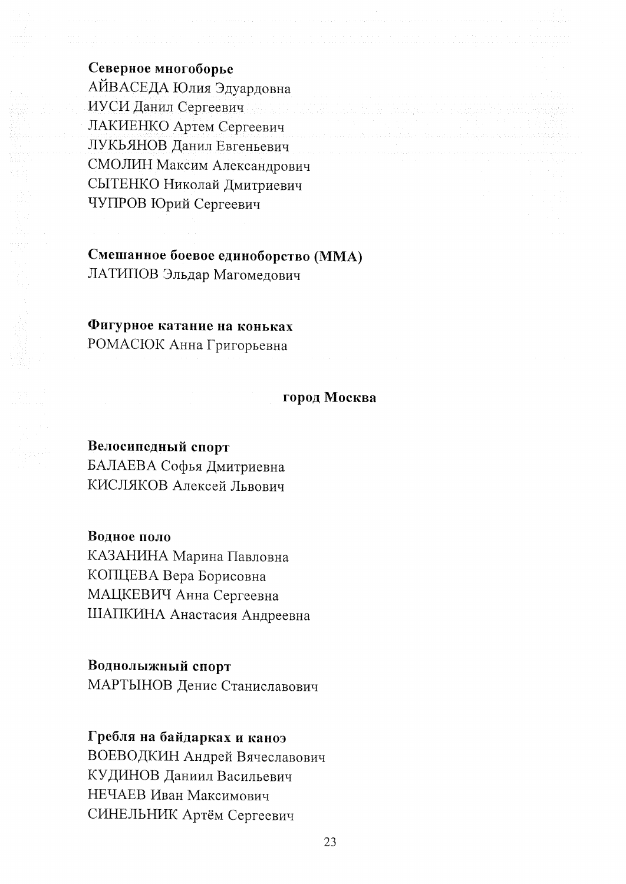**Северное многоборье**
АЙВАСЕДА Юлия Эдуардовна
ИУСИ Данил Сергеевич
ЛАКИЕНКО Артем Сергеевич
ЛУКЬЯНОВ Данил Евгеньевич
СМОЛИН Максим Александрович
СЫТЕНКО Николай Дмитриевич
ЧУПРОВ Юрий Сергеевич

**Смешанное боевое единоборство (ММА)**
ЛАТИПОВ Эльдар Магомедович

**Фигурное катание на коньках**
РОМАСЮК Анна Григорьевна

## город Москва

**Велосипедный спорт**
БАЛАЕВА Софья Дмитриевна
КИСЛЯКОВ Алексей Львович

**Водное поло**
КАЗАНИНА Марина Павловна
КОПЦЕВА Вера Борисовна
МАЦКЕВИЧ Анна Сергеевна
ШАПКИНА Анастасия Андреевна

**Воднолыжный спорт**
МАРТЫНОВ Денис Станиславович

**Гребля на байдарках и каноэ**
ВОЕВОДКИН Андрей Вячеславович
КУДИНОВ Даниил Васильевич
НЕЧАЕВ Иван Максимович
СИНЕЛЬНИК Артём Сергеевич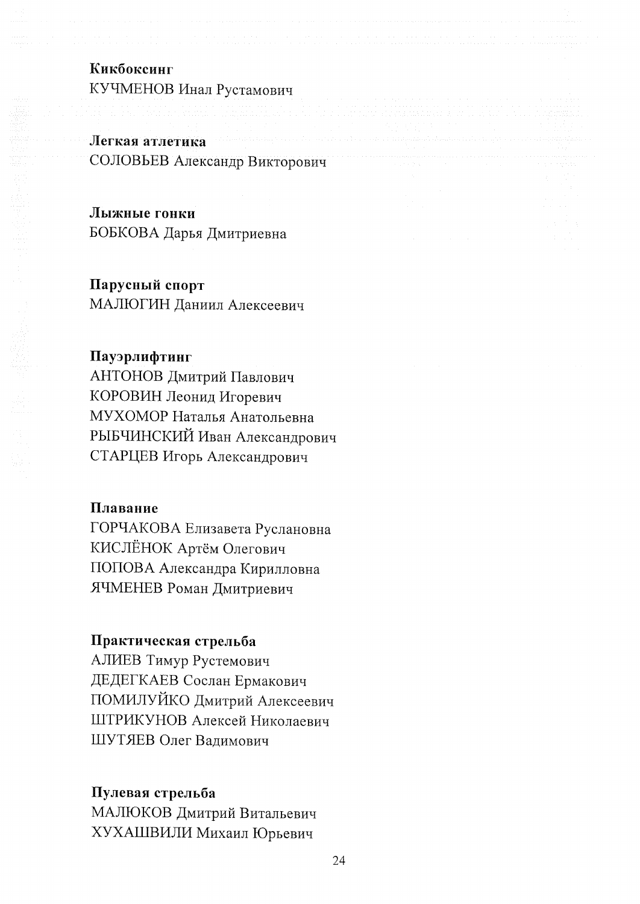**Кикбоксинг**

КУЧМЕНОВ Инал Рустамович

**Легкая атлетика**

СОЛОВЬЕВ Александр Викторович

**Лыжные гонки**

БОБКОВА Дарья Дмитриевна

**Парусный спорт**

МАЛЮГИН Даниил Алексеевич

**Пауэрлифтинг**

АНТОНОВ Дмитрий Павлович
КОРОВИН Леонид Игоревич
МУХОМОР Наталья Анатольевна
РЫБЧИНСКИЙ Иван Александрович
СТАРЦЕВ Игорь Александрович

**Плавание**

ГОРЧАКОВА Елизавета Руслановна
КИСЛЁНОК Артём Олегович
ПОПОВА Александра Кирилловна
ЯЧМЕНЕВ Роман Дмитриевич

**Практическая стрельба**

АЛИЕВ Тимур Рустемович
ДЕДЕГКАЕВ Сослан Ермакович
ПОМИЛУЙКО Дмитрий Алексеевич
ШТРИКУНОВ Алексей Николаевич
ШУТЯЕВ Олег Вадимович

**Пулевая стрельба**

МАЛЮКОВ Дмитрий Витальевич
ХУХАШВИЛИ Михаил Юрьевич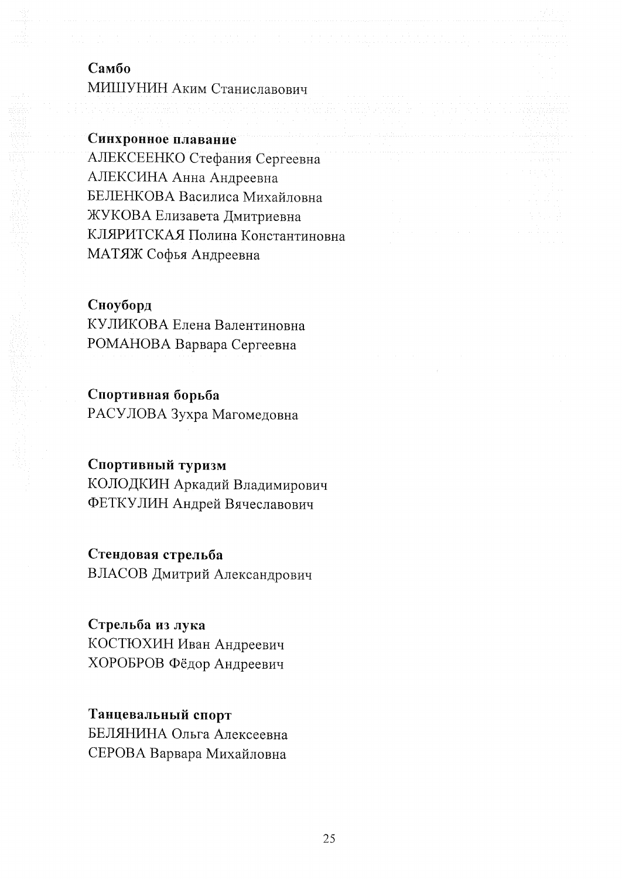**Самбо**
МИШУНИН Аким Станиславович

**Синхронное плавание**
АЛЕКСЕЕНКО Стефания Сергеевна
АЛЕКСИНА Анна Андреевна
БЕЛЕНКОВА Василиса Михайловна
ЖУКОВА Елизавета Дмитриевна
КЛЯРИТСКАЯ Полина Константиновна
МАТЯЖ Софья Андреевна

**Сноуборд**
КУЛИКОВА Елена Валентиновна
РОМАНОВА Варвара Сергеевна

**Спортивная борьба**
РАСУЛОВА Зухра Магомедовна

**Спортивный туризм**
КОЛОДКИН Аркадий Владимирович
ФЕТКУЛИН Андрей Вячеславович

**Стендовая стрельба**
ВЛАСОВ Дмитрий Александрович

**Стрельба из лука**
КОСТЮХИН Иван Андреевич
ХОРОБРОВ Фёдор Андреевич

**Танцевальный спорт**
БЕЛЯНИНА Ольга Алексеевна
СЕРОВА Варвара Михайловна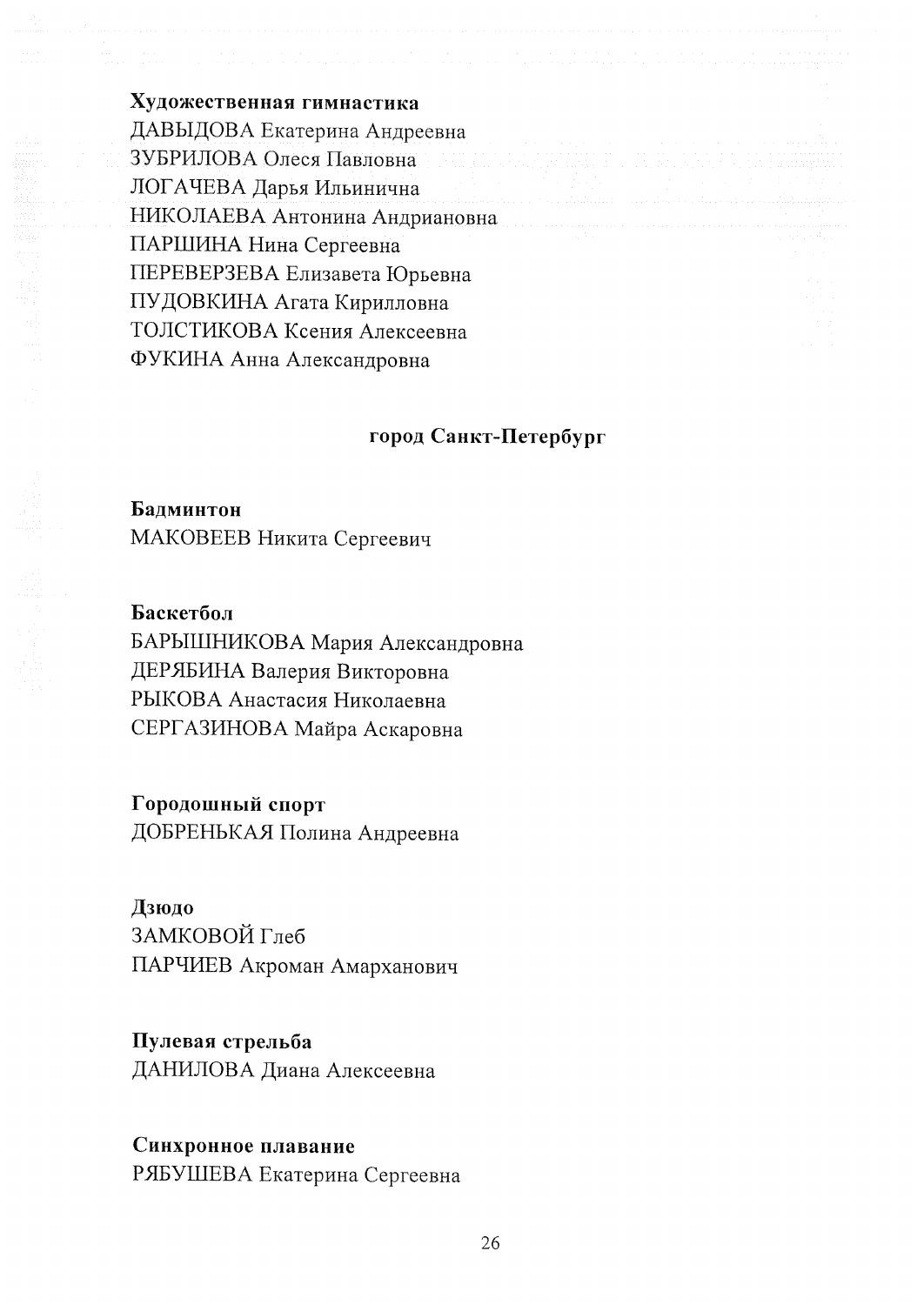**Художественная гимнастика**

ДАВЫДОВА Екатерина Андреевна
ЗУБРИЛОВА Олеся Павловна
ЛОГАЧЕВА Дарья Ильинична
НИКОЛАЕВА Антонина Андриановна
ПАРШИНА Нина Сергеевна
ПЕРЕВЕРЗЕВА Елизавета Юрьевна
ПУДОВКИНА Агата Кирилловна
ТОЛСТИКОВА Ксения Алексеевна
ФУКИНА Анна Александровна

## город Санкт-Петербург

**Бадминтон**

МАКОВЕЕВ Никита Сергеевич

**Баскетбол**

БАРЫШНИКОВА Мария Александровна
ДЕРЯБИНА Валерия Викторовна
РЫКОВА Анастасия Николаевна
СЕРГАЗИНОВА Майра Аскаровна

**Городошный спорт**

ДОБРЕНЬКАЯ Полина Андреевна

**Дзюдо**

ЗАМКОВОЙ Глеб
ПАРЧИЕВ Акроман Амарханович

**Пулевая стрельба**

ДАНИЛОВА Диана Алексеевна

**Синхронное плавание**

РЯБУШЕВА Екатерина Сергеевна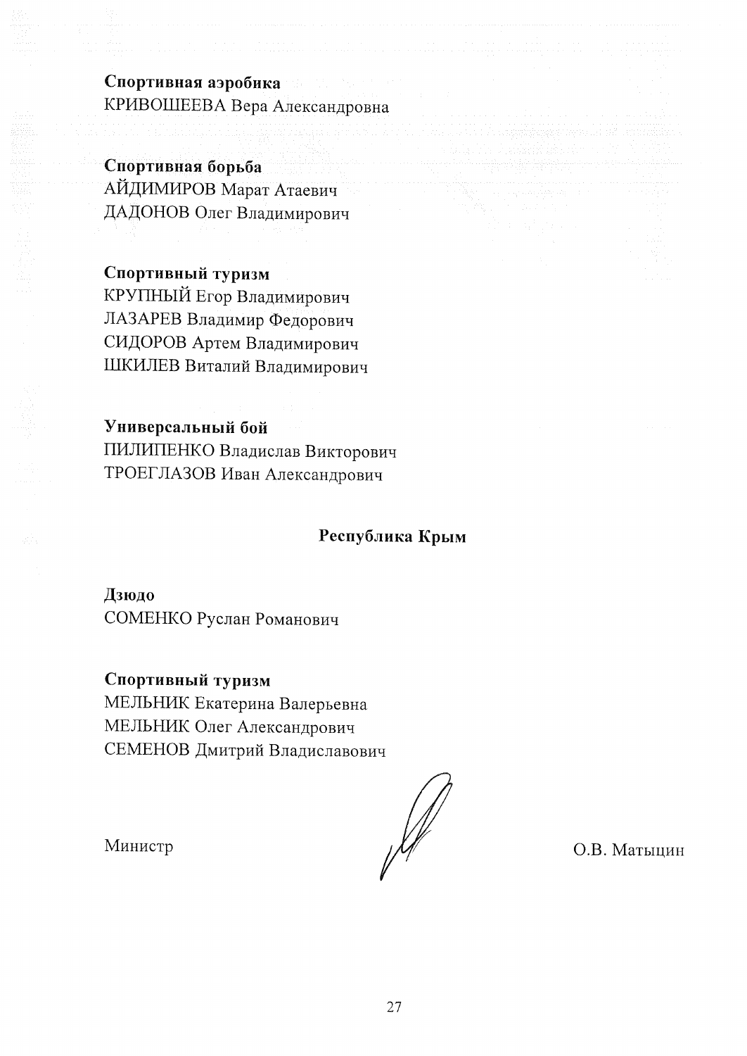**Спортивная аэробика**
КРИВОШЕЕВА Вера Александровна

**Спортивная борьба**
АЙДИМИРОВ Марат Атаевич
ДАДОНОВ Олег Владимирович

**Спортивный туризм**
КРУПНЫЙ Егор Владимирович
ЛАЗАРЕВ Владимир Федорович
СИДОРОВ Артем Владимирович
ШКИЛЕВ Виталий Владимирович

**Универсальный бой**
ПИЛИПЕНКО Владислав Викторович
ТРОЕГЛАЗОВ Иван Александрович

## Республика Крым

**Дзюдо**
СОМЕНКО Руслан Романович

**Спортивный туризм**
МЕЛЬНИК Екатерина Валерьевна
МЕЛЬНИК Олег Александрович
СЕМЕНОВ Дмитрий Владиславович

Министр О.В. Матыцин